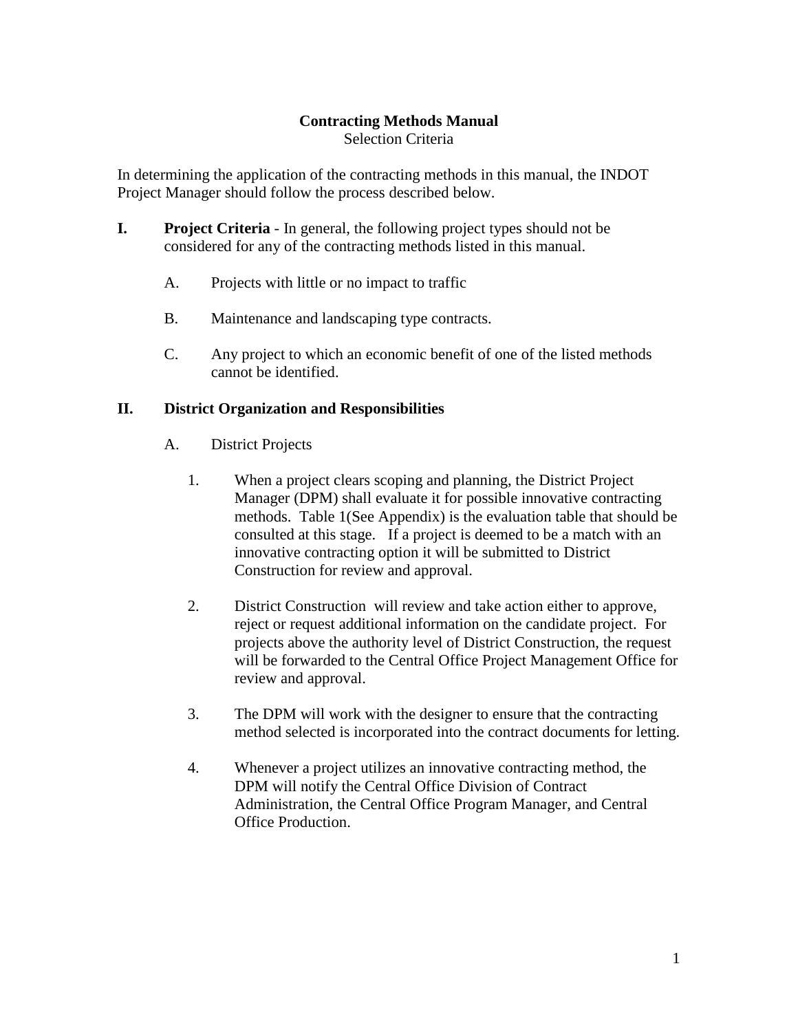# Contracting Methods Manual

Selection Criteria

In determining the application of the contracting methods in this manual, the INDOT Project Manager should follow the process described below.

## I. Project Criteria

**Project Criteria** - In general, the following project types should not be considered for any of the contracting methods listed in this manual.

A. Projects with little or no impact to traffic

B. Maintenance and landscaping type contracts.

C. Any project to which an economic benefit of one of the listed methods cannot be identified.

## II. District Organization and Responsibilities

A. District Projects

1. When a project clears scoping and planning, the District Project Manager (DPM) shall evaluate it for possible innovative contracting methods. Table 1(See Appendix) is the evaluation table that should be consulted at this stage. If a project is deemed to be a match with an innovative contracting option it will be submitted to District Construction for review and approval.

2. District Construction will review and take action either to approve, reject or request additional information on the candidate project. For projects above the authority level of District Construction, the request will be forwarded to the Central Office Project Management Office for review and approval.

3. The DPM will work with the designer to ensure that the contracting method selected is incorporated into the contract documents for letting.

4. Whenever a project utilizes an innovative contracting method, the DPM will notify the Central Office Division of Contract Administration, the Central Office Program Manager, and Central Office Production.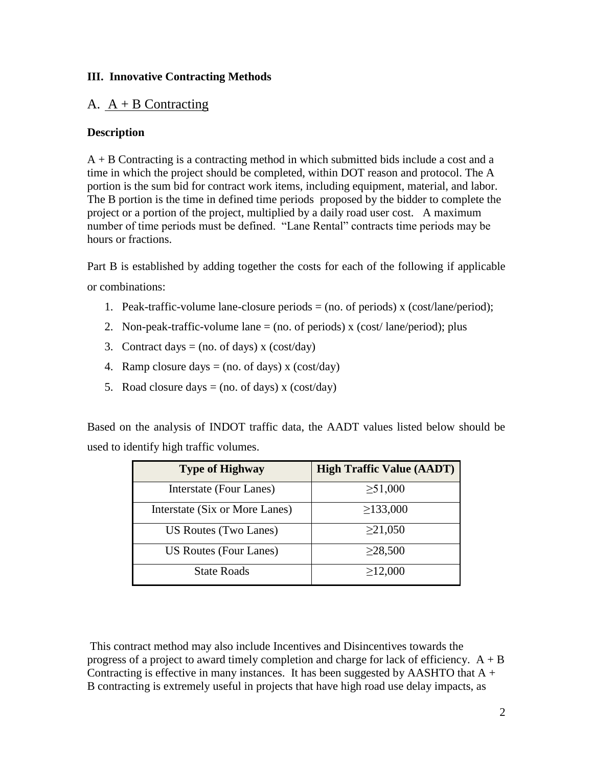### III. Innovative Contracting Methods

## A. A + B Contracting

**Description**

A + B Contracting is a contracting method in which submitted bids include a cost and a time in which the project should be completed, within DOT reason and protocol. The A portion is the sum bid for contract work items, including equipment, material, and labor. The B portion is the time in defined time periods proposed by the bidder to complete the project or a portion of the project, multiplied by a daily road user cost. A maximum number of time periods must be defined. "Lane Rental" contracts time periods may be hours or fractions.

Part B is established by adding together the costs for each of the following if applicable or combinations:

1. Peak-traffic-volume lane-closure periods = (no. of periods) x (cost/lane/period);
2. Non-peak-traffic-volume lane = (no. of periods) x (cost/ lane/period); plus
3. Contract days = (no. of days) x (cost/day)
4. Ramp closure days = (no. of days) x (cost/day)
5. Road closure days = (no. of days) x (cost/day)

Based on the analysis of INDOT traffic data, the AADT values listed below should be used to identify high traffic volumes.

| Type of Highway | High Traffic Value (AADT) |
|---|---|
| Interstate (Four Lanes) | ≥51,000 |
| Interstate (Six or More Lanes) | ≥133,000 |
| US Routes (Two Lanes) | ≥21,050 |
| US Routes (Four Lanes) | ≥28,500 |
| State Roads | ≥12,000 |

This contract method may also include Incentives and Disincentives towards the progress of a project to award timely completion and charge for lack of efficiency. A + B Contracting is effective in many instances. It has been suggested by AASHTO that A + B contracting is extremely useful in projects that have high road use delay impacts, as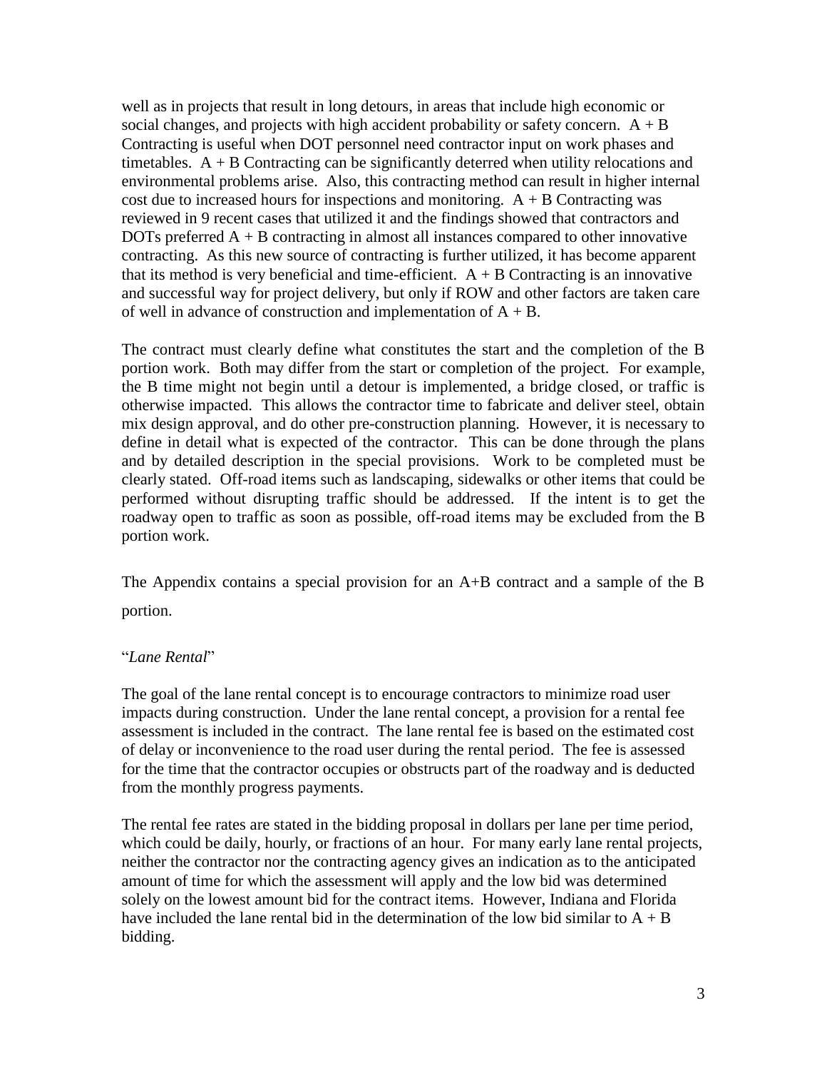well as in projects that result in long detours, in areas that include high economic or social changes, and projects with high accident probability or safety concern. A + B Contracting is useful when DOT personnel need contractor input on work phases and timetables. A + B Contracting can be significantly deterred when utility relocations and environmental problems arise. Also, this contracting method can result in higher internal cost due to increased hours for inspections and monitoring. A + B Contracting was reviewed in 9 recent cases that utilized it and the findings showed that contractors and DOTs preferred A + B contracting in almost all instances compared to other innovative contracting. As this new source of contracting is further utilized, it has become apparent that its method is very beneficial and time-efficient. A + B Contracting is an innovative and successful way for project delivery, but only if ROW and other factors are taken care of well in advance of construction and implementation of A + B.

The contract must clearly define what constitutes the start and the completion of the B portion work. Both may differ from the start or completion of the project. For example, the B time might not begin until a detour is implemented, a bridge closed, or traffic is otherwise impacted. This allows the contractor time to fabricate and deliver steel, obtain mix design approval, and do other pre-construction planning. However, it is necessary to define in detail what is expected of the contractor. This can be done through the plans and by detailed description in the special provisions. Work to be completed must be clearly stated. Off-road items such as landscaping, sidewalks or other items that could be performed without disrupting traffic should be addressed. If the intent is to get the roadway open to traffic as soon as possible, off-road items may be excluded from the B portion work.

The Appendix contains a special provision for an A+B contract and a sample of the B portion.

"*Lane Rental*"

The goal of the lane rental concept is to encourage contractors to minimize road user impacts during construction. Under the lane rental concept, a provision for a rental fee assessment is included in the contract. The lane rental fee is based on the estimated cost of delay or inconvenience to the road user during the rental period. The fee is assessed for the time that the contractor occupies or obstructs part of the roadway and is deducted from the monthly progress payments.

The rental fee rates are stated in the bidding proposal in dollars per lane per time period, which could be daily, hourly, or fractions of an hour. For many early lane rental projects, neither the contractor nor the contracting agency gives an indication as to the anticipated amount of time for which the assessment will apply and the low bid was determined solely on the lowest amount bid for the contract items. However, Indiana and Florida have included the lane rental bid in the determination of the low bid similar to A + B bidding.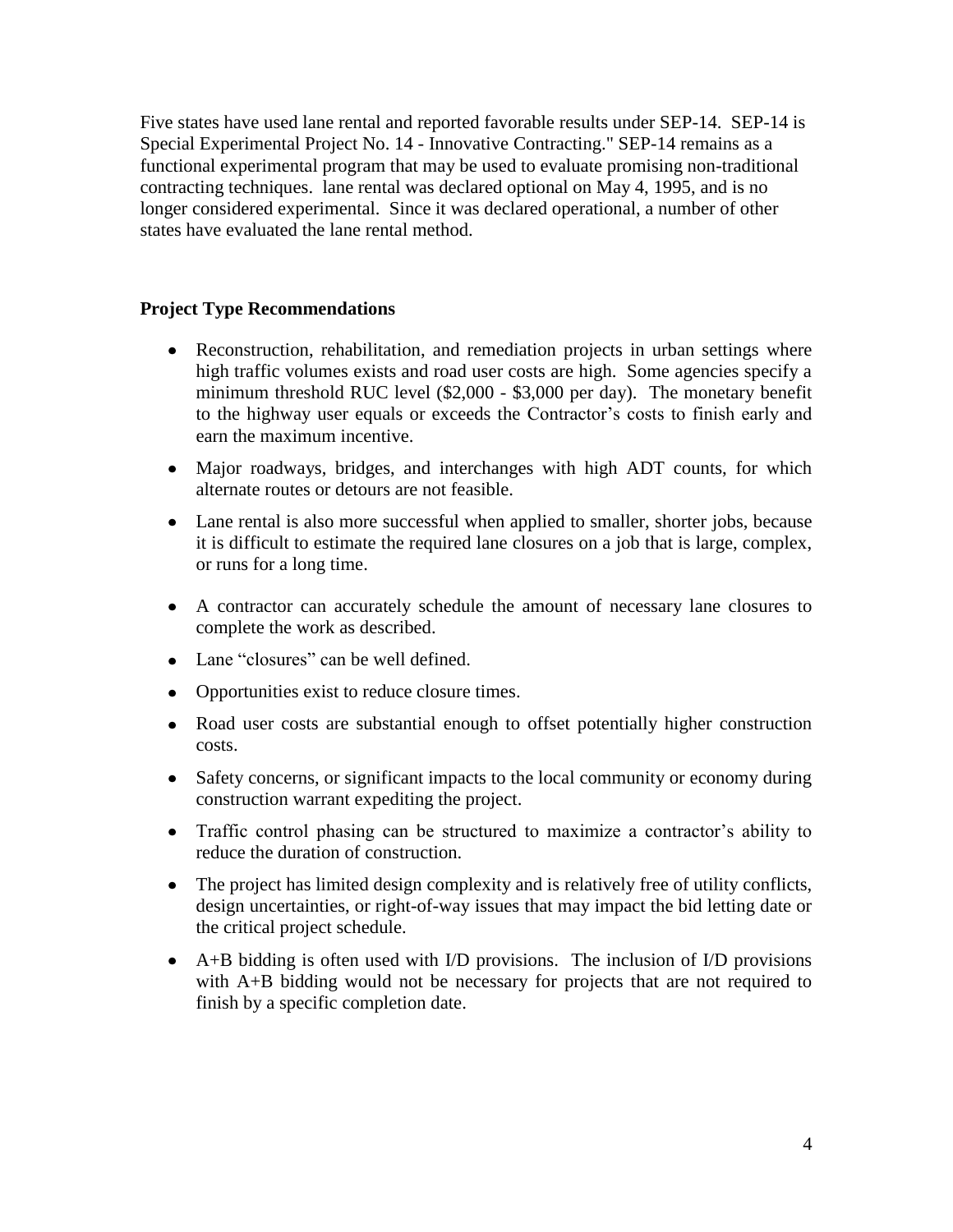Five states have used lane rental and reported favorable results under SEP-14. SEP-14 is Special Experimental Project No. 14 - Innovative Contracting." SEP-14 remains as a functional experimental program that may be used to evaluate promising non-traditional contracting techniques. lane rental was declared optional on May 4, 1995, and is no longer considered experimental. Since it was declared operational, a number of other states have evaluated the lane rental method.

**Project Type Recommendations**

- Reconstruction, rehabilitation, and remediation projects in urban settings where high traffic volumes exists and road user costs are high. Some agencies specify a minimum threshold RUC level ($2,000 - $3,000 per day). The monetary benefit to the highway user equals or exceeds the Contractor's costs to finish early and earn the maximum incentive.
- Major roadways, bridges, and interchanges with high ADT counts, for which alternate routes or detours are not feasible.
- Lane rental is also more successful when applied to smaller, shorter jobs, because it is difficult to estimate the required lane closures on a job that is large, complex, or runs for a long time.
- A contractor can accurately schedule the amount of necessary lane closures to complete the work as described.
- Lane "closures" can be well defined.
- Opportunities exist to reduce closure times.
- Road user costs are substantial enough to offset potentially higher construction costs.
- Safety concerns, or significant impacts to the local community or economy during construction warrant expediting the project.
- Traffic control phasing can be structured to maximize a contractor's ability to reduce the duration of construction.
- The project has limited design complexity and is relatively free of utility conflicts, design uncertainties, or right-of-way issues that may impact the bid letting date or the critical project schedule.
- A+B bidding is often used with I/D provisions. The inclusion of I/D provisions with A+B bidding would not be necessary for projects that are not required to finish by a specific completion date.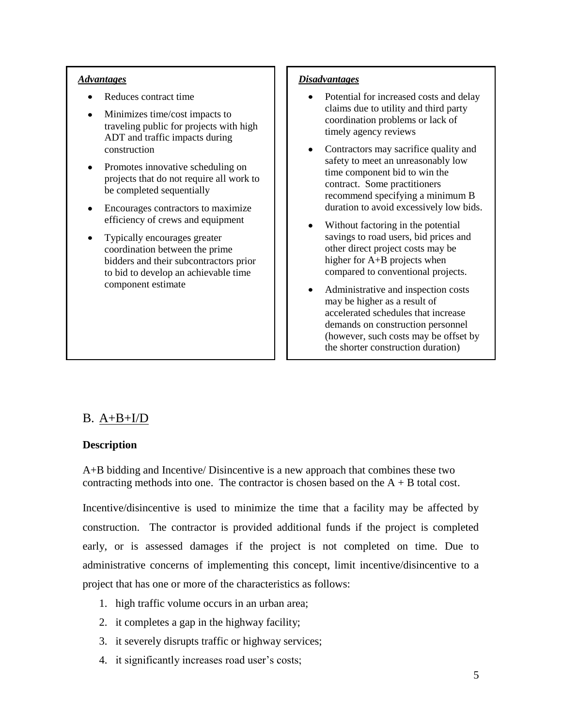***Advantages***

- Reduces contract time
- Minimizes time/cost impacts to traveling public for projects with high ADT and traffic impacts during construction
- Promotes innovative scheduling on projects that do not require all work to be completed sequentially
- Encourages contractors to maximize efficiency of crews and equipment
- Typically encourages greater coordination between the prime bidders and their subcontractors prior to bid to develop an achievable time component estimate

***Disadvantages***

- Potential for increased costs and delay claims due to utility and third party coordination problems or lack of timely agency reviews
- Contractors may sacrifice quality and safety to meet an unreasonably low time component bid to win the contract. Some practitioners recommend specifying a minimum B duration to avoid excessively low bids.
- Without factoring in the potential savings to road users, bid prices and other direct project costs may be higher for A+B projects when compared to conventional projects.
- Administrative and inspection costs may be higher as a result of accelerated schedules that increase demands on construction personnel (however, such costs may be offset by the shorter construction duration)

## B. A+B+I/D

**Description**

A+B bidding and Incentive/ Disincentive is a new approach that combines these two contracting methods into one. The contractor is chosen based on the A + B total cost.

Incentive/disincentive is used to minimize the time that a facility may be affected by construction. The contractor is provided additional funds if the project is completed early, or is assessed damages if the project is not completed on time. Due to administrative concerns of implementing this concept, limit incentive/disincentive to a project that has one or more of the characteristics as follows:

1. high traffic volume occurs in an urban area;
2. it completes a gap in the highway facility;
3. it severely disrupts traffic or highway services;
4. it significantly increases road user's costs;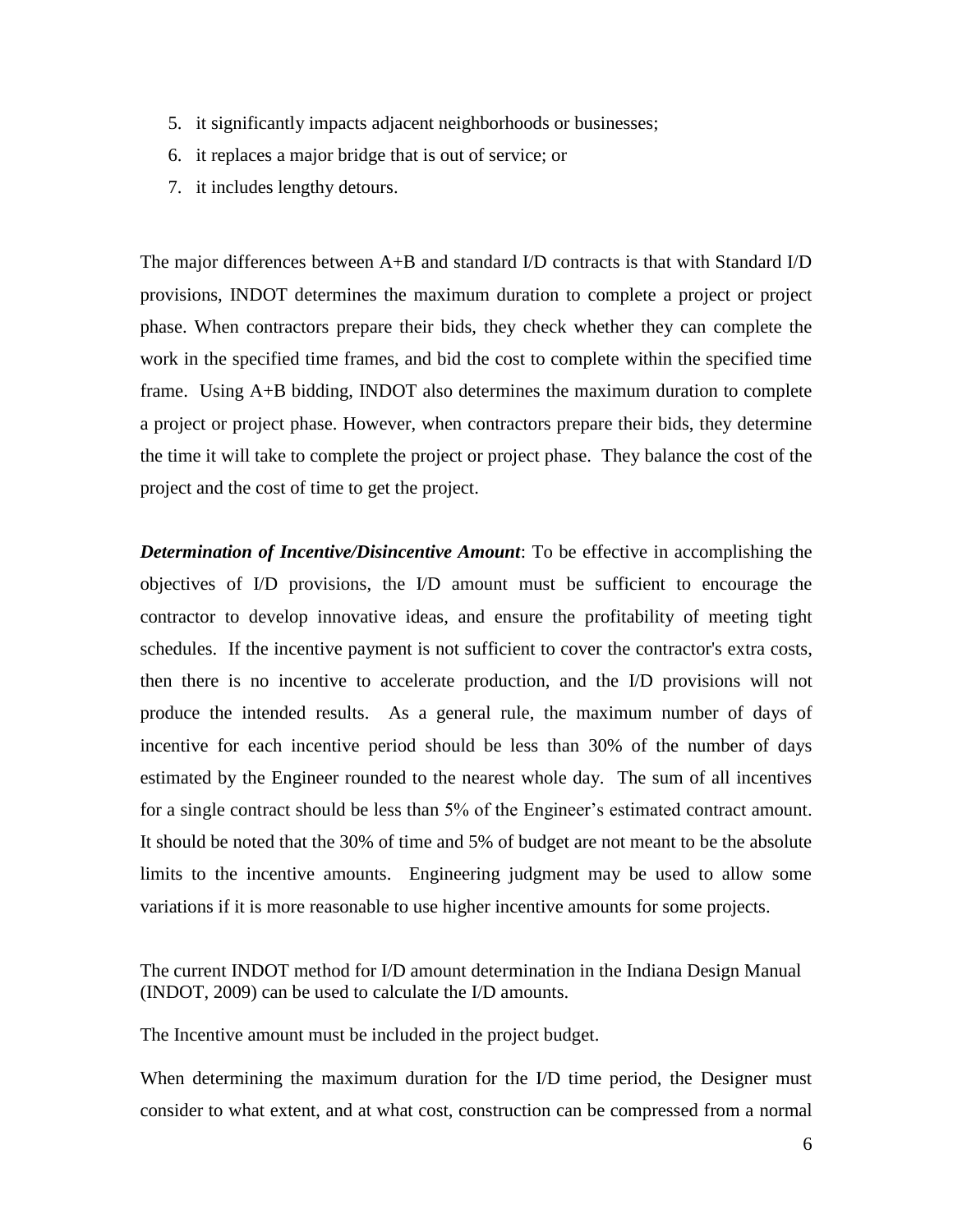5. it significantly impacts adjacent neighborhoods or businesses;
6. it replaces a major bridge that is out of service; or
7. it includes lengthy detours.

The major differences between A+B and standard I/D contracts is that with Standard I/D provisions, INDOT determines the maximum duration to complete a project or project phase. When contractors prepare their bids, they check whether they can complete the work in the specified time frames, and bid the cost to complete within the specified time frame. Using A+B bidding, INDOT also determines the maximum duration to complete a project or project phase. However, when contractors prepare their bids, they determine the time it will take to complete the project or project phase. They balance the cost of the project and the cost of time to get the project.

***Determination of Incentive/Disincentive Amount***: To be effective in accomplishing the objectives of I/D provisions, the I/D amount must be sufficient to encourage the contractor to develop innovative ideas, and ensure the profitability of meeting tight schedules. If the incentive payment is not sufficient to cover the contractor's extra costs, then there is no incentive to accelerate production, and the I/D provisions will not produce the intended results. As a general rule, the maximum number of days of incentive for each incentive period should be less than 30% of the number of days estimated by the Engineer rounded to the nearest whole day. The sum of all incentives for a single contract should be less than 5% of the Engineer's estimated contract amount. It should be noted that the 30% of time and 5% of budget are not meant to be the absolute limits to the incentive amounts. Engineering judgment may be used to allow some variations if it is more reasonable to use higher incentive amounts for some projects.

The current INDOT method for I/D amount determination in the Indiana Design Manual (INDOT, 2009) can be used to calculate the I/D amounts.

The Incentive amount must be included in the project budget.

When determining the maximum duration for the I/D time period, the Designer must consider to what extent, and at what cost, construction can be compressed from a normal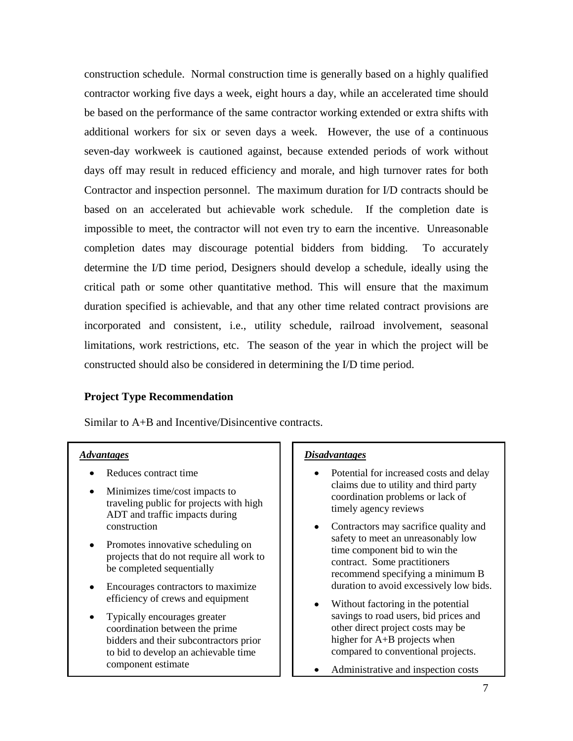construction schedule. Normal construction time is generally based on a highly qualified contractor working five days a week, eight hours a day, while an accelerated time should be based on the performance of the same contractor working extended or extra shifts with additional workers for six or seven days a week. However, the use of a continuous seven-day workweek is cautioned against, because extended periods of work without days off may result in reduced efficiency and morale, and high turnover rates for both Contractor and inspection personnel. The maximum duration for I/D contracts should be based on an accelerated but achievable work schedule. If the completion date is impossible to meet, the contractor will not even try to earn the incentive. Unreasonable completion dates may discourage potential bidders from bidding. To accurately determine the I/D time period, Designers should develop a schedule, ideally using the critical path or some other quantitative method. This will ensure that the maximum duration specified is achievable, and that any other time related contract provisions are incorporated and consistent, i.e., utility schedule, railroad involvement, seasonal limitations, work restrictions, etc. The season of the year in which the project will be constructed should also be considered in determining the I/D time period.

### Project Type Recommendation

Similar to A+B and Incentive/Disincentive contracts.

***Advantages***

- Reduces contract time
- Minimizes time/cost impacts to traveling public for projects with high ADT and traffic impacts during construction
- Promotes innovative scheduling on projects that do not require all work to be completed sequentially
- Encourages contractors to maximize efficiency of crews and equipment
- Typically encourages greater coordination between the prime bidders and their subcontractors prior to bid to develop an achievable time component estimate

***Disadvantages***

- Potential for increased costs and delay claims due to utility and third party coordination problems or lack of timely agency reviews
- Contractors may sacrifice quality and safety to meet an unreasonably low time component bid to win the contract. Some practitioners recommend specifying a minimum B duration to avoid excessively low bids.
- Without factoring in the potential savings to road users, bid prices and other direct project costs may be higher for A+B projects when compared to conventional projects.
- Administrative and inspection costs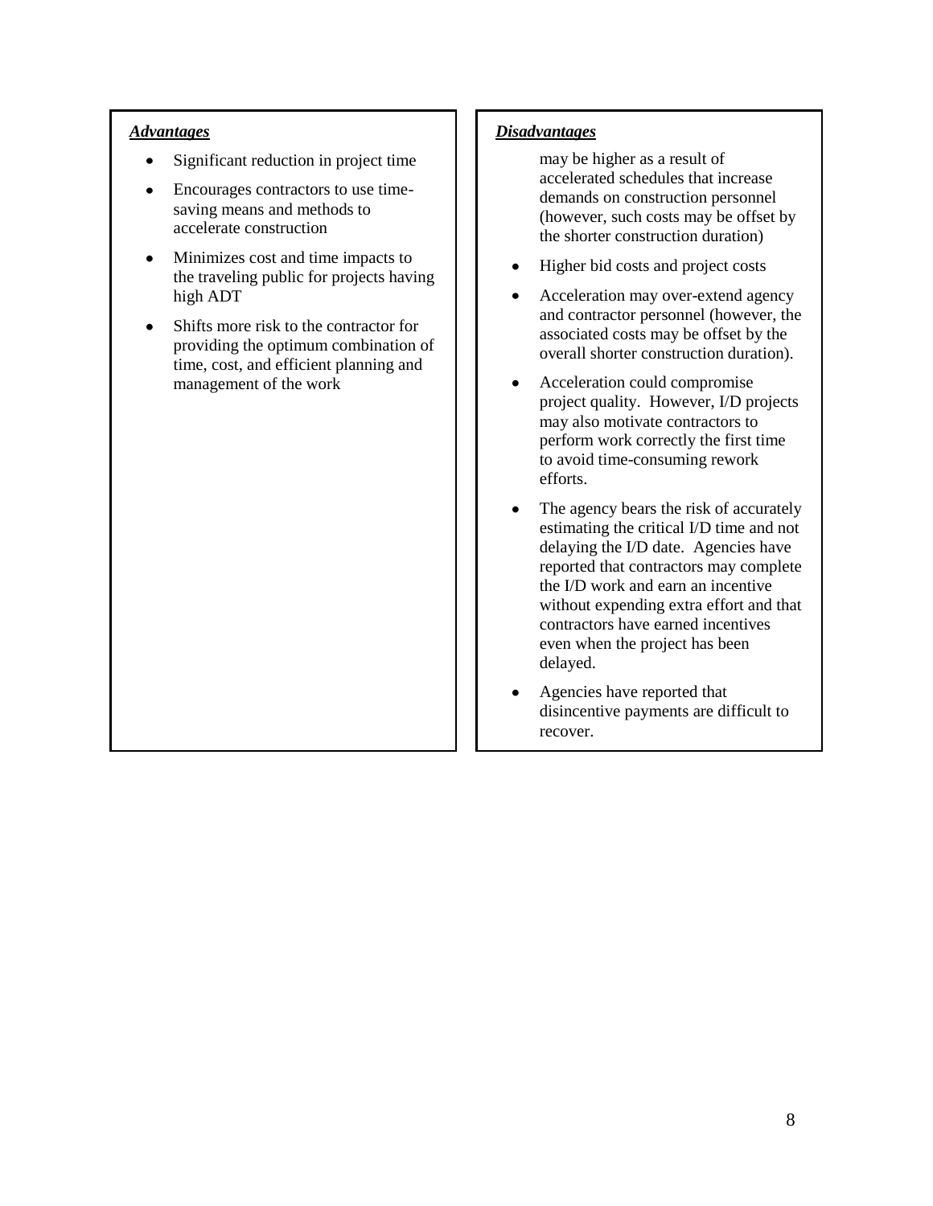***Advantages***

- Significant reduction in project time
- Encourages contractors to use time-saving means and methods to accelerate construction
- Minimizes cost and time impacts to the traveling public for projects having high ADT
- Shifts more risk to the contractor for providing the optimum combination of time, cost, and efficient planning and management of the work

***Disadvantages***

may be higher as a result of accelerated schedules that increase demands on construction personnel (however, such costs may be offset by the shorter construction duration)

- Higher bid costs and project costs
- Acceleration may over-extend agency and contractor personnel (however, the associated costs may be offset by the overall shorter construction duration).
- Acceleration could compromise project quality. However, I/D projects may also motivate contractors to perform work correctly the first time to avoid time-consuming rework efforts.
- The agency bears the risk of accurately estimating the critical I/D time and not delaying the I/D date. Agencies have reported that contractors may complete the I/D work and earn an incentive without expending extra effort and that contractors have earned incentives even when the project has been delayed.
- Agencies have reported that disincentive payments are difficult to recover.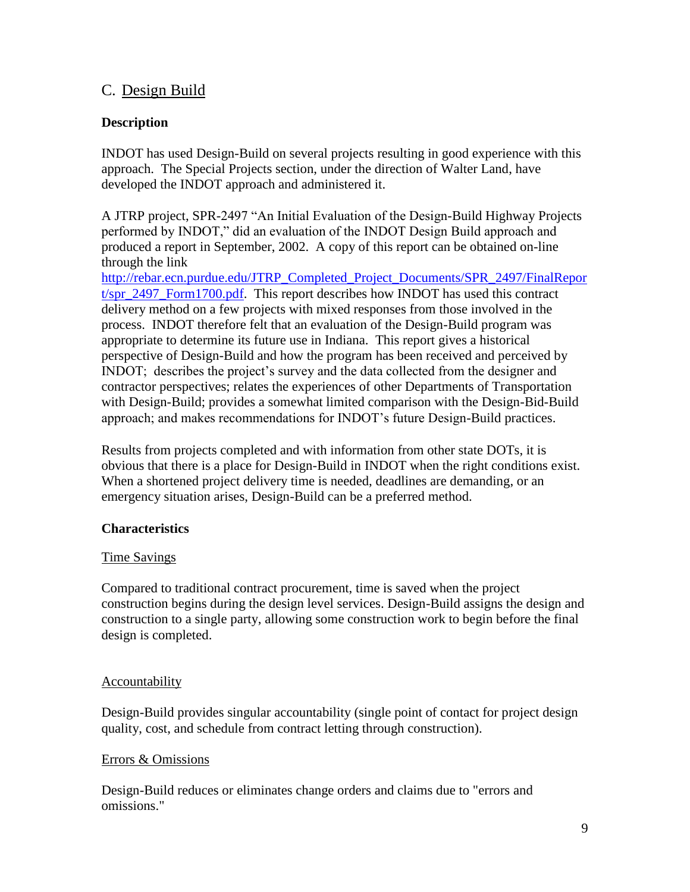## C. Design Build

**Description**

INDOT has used Design-Build on several projects resulting in good experience with this approach. The Special Projects section, under the direction of Walter Land, have developed the INDOT approach and administered it.

A JTRP project, SPR-2497 "An Initial Evaluation of the Design-Build Highway Projects performed by INDOT," did an evaluation of the INDOT Design Build approach and produced a report in September, 2002. A copy of this report can be obtained on-line through the link http://rebar.ecn.purdue.edu/JTRP_Completed_Project_Documents/SPR_2497/FinalReport/spr_2497_Form1700.pdf. This report describes how INDOT has used this contract delivery method on a few projects with mixed responses from those involved in the process. INDOT therefore felt that an evaluation of the Design-Build program was appropriate to determine its future use in Indiana. This report gives a historical perspective of Design-Build and how the program has been received and perceived by INDOT; describes the project's survey and the data collected from the designer and contractor perspectives; relates the experiences of other Departments of Transportation with Design-Build; provides a somewhat limited comparison with the Design-Bid-Build approach; and makes recommendations for INDOT's future Design-Build practices.

Results from projects completed and with information from other state DOTs, it is obvious that there is a place for Design-Build in INDOT when the right conditions exist. When a shortened project delivery time is needed, deadlines are demanding, or an emergency situation arises, Design-Build can be a preferred method.

**Characteristics**

Time Savings

Compared to traditional contract procurement, time is saved when the project construction begins during the design level services. Design-Build assigns the design and construction to a single party, allowing some construction work to begin before the final design is completed.

Accountability

Design-Build provides singular accountability (single point of contact for project design quality, cost, and schedule from contract letting through construction).

Errors & Omissions

Design-Build reduces or eliminates change orders and claims due to "errors and omissions."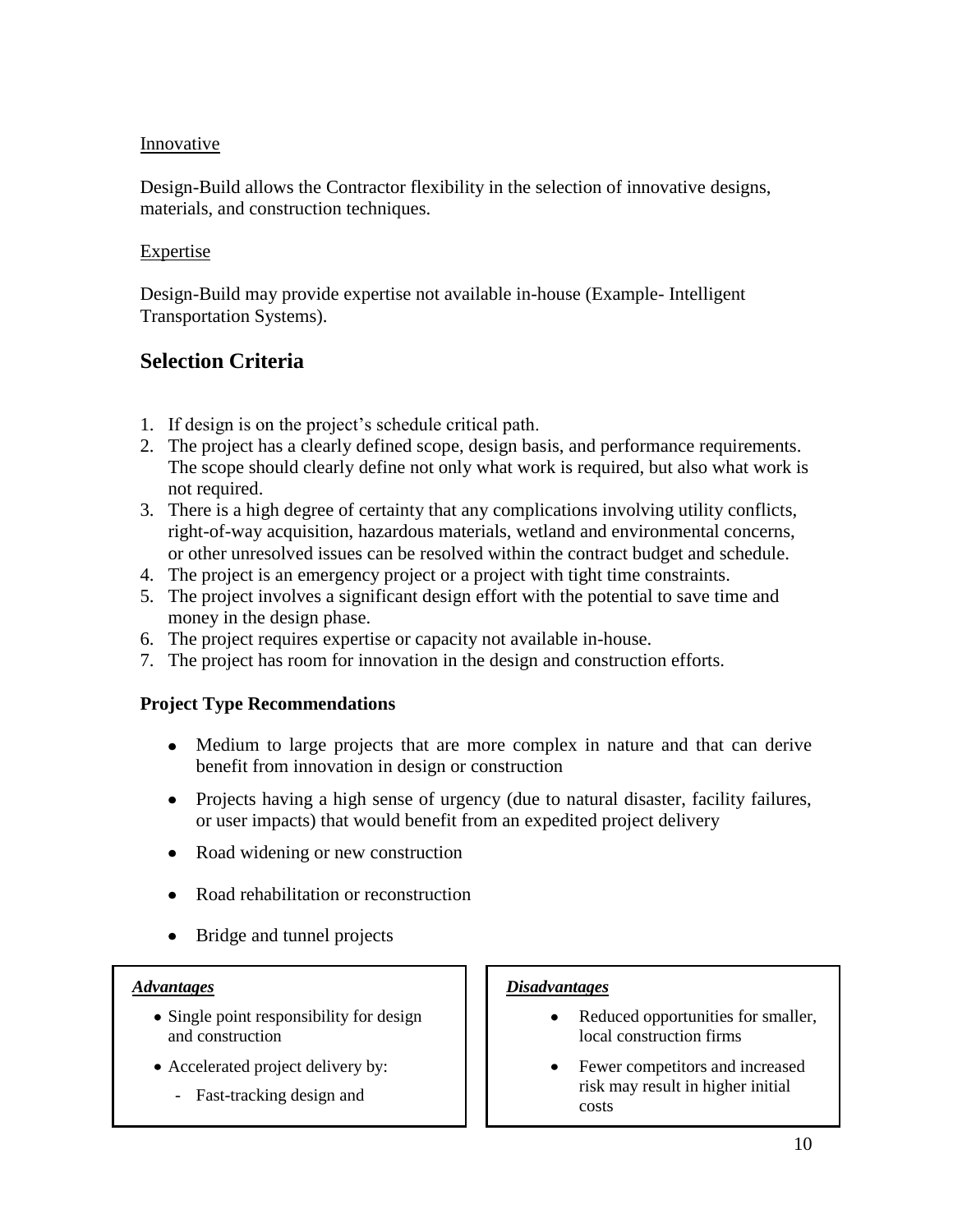<u>Innovative</u>

Design-Build allows the Contractor flexibility in the selection of innovative designs, materials, and construction techniques.

<u>Expertise</u>

Design-Build may provide expertise not available in-house (Example- Intelligent Transportation Systems).

## Selection Criteria

1. If design is on the project's schedule critical path.
2. The project has a clearly defined scope, design basis, and performance requirements. The scope should clearly define not only what work is required, but also what work is not required.
3. There is a high degree of certainty that any complications involving utility conflicts, right-of-way acquisition, hazardous materials, wetland and environmental concerns, or other unresolved issues can be resolved within the contract budget and schedule.
4. The project is an emergency project or a project with tight time constraints.
5. The project involves a significant design effort with the potential to save time and money in the design phase.
6. The project requires expertise or capacity not available in-house.
7. The project has room for innovation in the design and construction efforts.

**Project Type Recommendations**

- Medium to large projects that are more complex in nature and that can derive benefit from innovation in design or construction
- Projects having a high sense of urgency (due to natural disaster, facility failures, or user impacts) that would benefit from an expedited project delivery
- Road widening or new construction
- Road rehabilitation or reconstruction
- Bridge and tunnel projects

***<u>Advantages</u>***

- Single point responsibility for design and construction
- Accelerated project delivery by:
  - Fast-tracking design and

***<u>Disadvantages</u>***

- Reduced opportunities for smaller, local construction firms
- Fewer competitors and increased risk may result in higher initial costs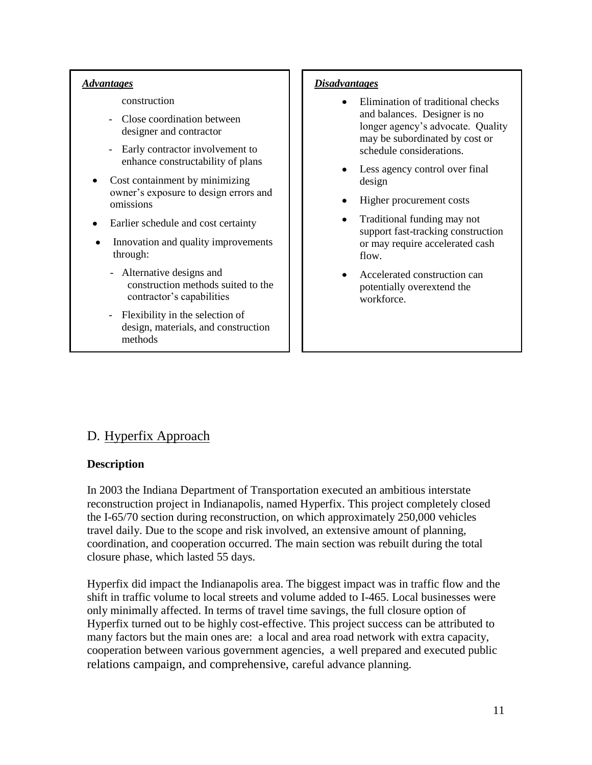| *Advantages* | *Disadvantages* |
| --- | --- |
| construction<br>- Close coordination between designer and contractor<br>- Early contractor involvement to enhance constructability of plans<br>• Cost containment by minimizing owner's exposure to design errors and omissions<br>• Earlier schedule and cost certainty<br>• Innovation and quality improvements through:<br>- Alternative designs and construction methods suited to the contractor's capabilities<br>- Flexibility in the selection of design, materials, and construction methods | • Elimination of traditional checks and balances. Designer is no longer agency's advocate. Quality may be subordinated by cost or schedule considerations.<br>• Less agency control over final design<br>• Higher procurement costs<br>• Traditional funding may not support fast-tracking construction or may require accelerated cash flow.<br>• Accelerated construction can potentially overextend the workforce. |

## D. Hyperfix Approach

**Description**

In 2003 the Indiana Department of Transportation executed an ambitious interstate reconstruction project in Indianapolis, named Hyperfix. This project completely closed the I-65/70 section during reconstruction, on which approximately 250,000 vehicles travel daily. Due to the scope and risk involved, an extensive amount of planning, coordination, and cooperation occurred. The main section was rebuilt during the total closure phase, which lasted 55 days.

Hyperfix did impact the Indianapolis area. The biggest impact was in traffic flow and the shift in traffic volume to local streets and volume added to I-465. Local businesses were only minimally affected. In terms of travel time savings, the full closure option of Hyperfix turned out to be highly cost-effective. This project success can be attributed to many factors but the main ones are: a local and area road network with extra capacity, cooperation between various government agencies, a well prepared and executed public relations campaign, and comprehensive, careful advance planning.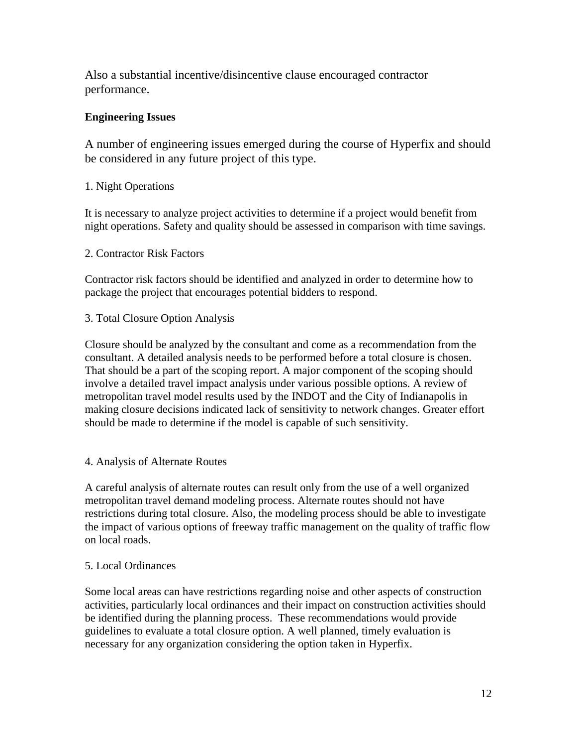Also a substantial incentive/disincentive clause encouraged contractor performance.

**Engineering Issues**

A number of engineering issues emerged during the course of Hyperfix and should be considered in any future project of this type.

1. Night Operations

It is necessary to analyze project activities to determine if a project would benefit from night operations. Safety and quality should be assessed in comparison with time savings.

2. Contractor Risk Factors

Contractor risk factors should be identified and analyzed in order to determine how to package the project that encourages potential bidders to respond.

3. Total Closure Option Analysis

Closure should be analyzed by the consultant and come as a recommendation from the consultant. A detailed analysis needs to be performed before a total closure is chosen. That should be a part of the scoping report. A major component of the scoping should involve a detailed travel impact analysis under various possible options. A review of metropolitan travel model results used by the INDOT and the City of Indianapolis in making closure decisions indicated lack of sensitivity to network changes. Greater effort should be made to determine if the model is capable of such sensitivity.

4. Analysis of Alternate Routes

A careful analysis of alternate routes can result only from the use of a well organized metropolitan travel demand modeling process. Alternate routes should not have restrictions during total closure. Also, the modeling process should be able to investigate the impact of various options of freeway traffic management on the quality of traffic flow on local roads.

5. Local Ordinances

Some local areas can have restrictions regarding noise and other aspects of construction activities, particularly local ordinances and their impact on construction activities should be identified during the planning process. These recommendations would provide guidelines to evaluate a total closure option. A well planned, timely evaluation is necessary for any organization considering the option taken in Hyperfix.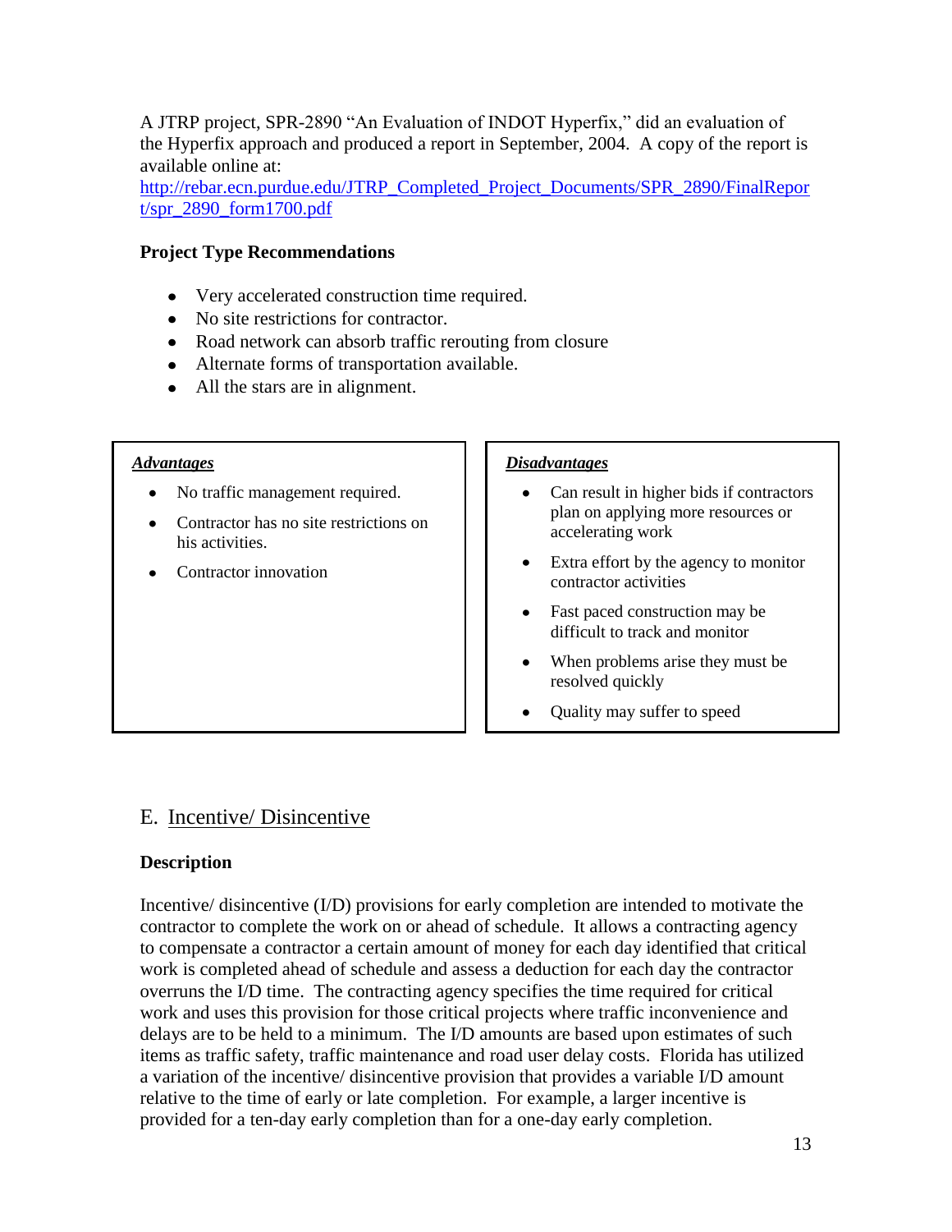A JTRP project, SPR-2890 "An Evaluation of INDOT Hyperfix," did an evaluation of the Hyperfix approach and produced a report in September, 2004. A copy of the report is available online at:
http://rebar.ecn.purdue.edu/JTRP_Completed_Project_Documents/SPR_2890/FinalReport/spr_2890_form1700.pdf

**Project Type Recommendations**

- Very accelerated construction time required.
- No site restrictions for contractor.
- Road network can absorb traffic rerouting from closure
- Alternate forms of transportation available.
- All the stars are in alignment.

***Advantages***

- No traffic management required.
- Contractor has no site restrictions on his activities.
- Contractor innovation

***Disadvantages***

- Can result in higher bids if contractors plan on applying more resources or accelerating work
- Extra effort by the agency to monitor contractor activities
- Fast paced construction may be difficult to track and monitor
- When problems arise they must be resolved quickly
- Quality may suffer to speed

## E. Incentive/ Disincentive

**Description**

Incentive/ disincentive (I/D) provisions for early completion are intended to motivate the contractor to complete the work on or ahead of schedule. It allows a contracting agency to compensate a contractor a certain amount of money for each day identified that critical work is completed ahead of schedule and assess a deduction for each day the contractor overruns the I/D time. The contracting agency specifies the time required for critical work and uses this provision for those critical projects where traffic inconvenience and delays are to be held to a minimum. The I/D amounts are based upon estimates of such items as traffic safety, traffic maintenance and road user delay costs. Florida has utilized a variation of the incentive/ disincentive provision that provides a variable I/D amount relative to the time of early or late completion. For example, a larger incentive is provided for a ten-day early completion than for a one-day early completion.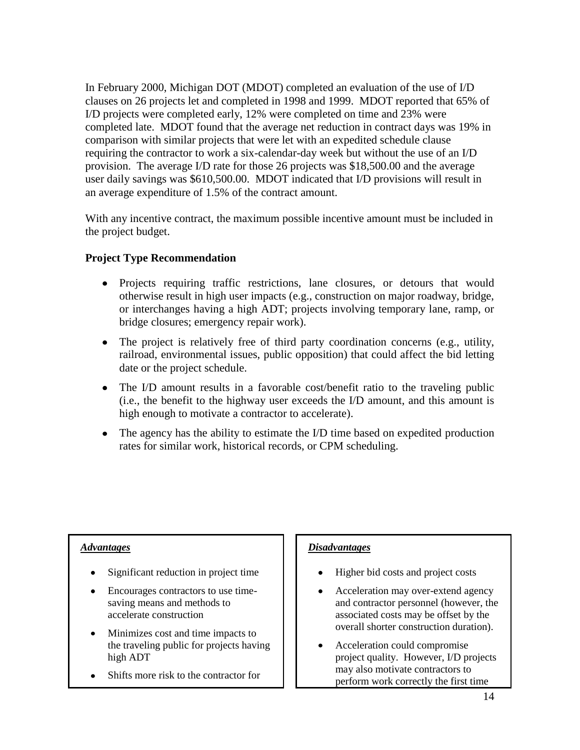In February 2000, Michigan DOT (MDOT) completed an evaluation of the use of I/D clauses on 26 projects let and completed in 1998 and 1999. MDOT reported that 65% of I/D projects were completed early, 12% were completed on time and 23% were completed late. MDOT found that the average net reduction in contract days was 19% in comparison with similar projects that were let with an expedited schedule clause requiring the contractor to work a six-calendar-day week but without the use of an I/D provision. The average I/D rate for those 26 projects was $18,500.00 and the average user daily savings was $610,500.00. MDOT indicated that I/D provisions will result in an average expenditure of 1.5% of the contract amount.

With any incentive contract, the maximum possible incentive amount must be included in the project budget.

**Project Type Recommendation**

- Projects requiring traffic restrictions, lane closures, or detours that would otherwise result in high user impacts (e.g., construction on major roadway, bridge, or interchanges having a high ADT; projects involving temporary lane, ramp, or bridge closures; emergency repair work).
- The project is relatively free of third party coordination concerns (e.g., utility, railroad, environmental issues, public opposition) that could affect the bid letting date or the project schedule.
- The I/D amount results in a favorable cost/benefit ratio to the traveling public (i.e., the benefit to the highway user exceeds the I/D amount, and this amount is high enough to motivate a contractor to accelerate).
- The agency has the ability to estimate the I/D time based on expedited production rates for similar work, historical records, or CPM scheduling.

***Advantages***

- Significant reduction in project time
- Encourages contractors to use time-saving means and methods to accelerate construction
- Minimizes cost and time impacts to the traveling public for projects having high ADT
- Shifts more risk to the contractor for

***Disadvantages***

- Higher bid costs and project costs
- Acceleration may over-extend agency and contractor personnel (however, the associated costs may be offset by the overall shorter construction duration).
- Acceleration could compromise project quality. However, I/D projects may also motivate contractors to perform work correctly the first time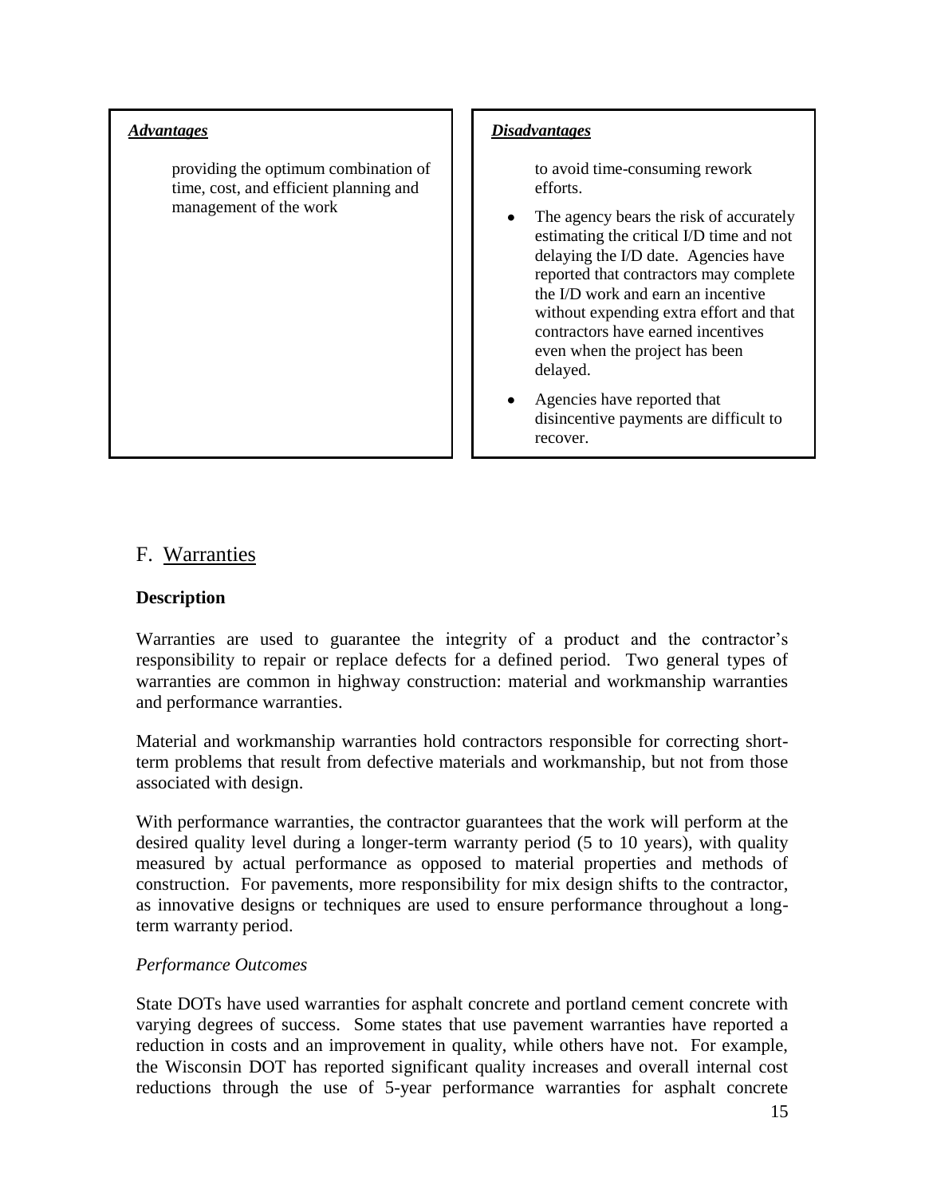| *Advantages* | *Disadvantages* |
| --- | --- |
| providing the optimum combination of time, cost, and efficient planning and management of the work | to avoid time-consuming rework efforts.<br>• The agency bears the risk of accurately estimating the critical I/D time and not delaying the I/D date. Agencies have reported that contractors may complete the I/D work and earn an incentive without expending extra effort and that contractors have earned incentives even when the project has been delayed.<br>• Agencies have reported that disincentive payments are difficult to recover. |

## F. Warranties

### Description

Warranties are used to guarantee the integrity of a product and the contractor's responsibility to repair or replace defects for a defined period. Two general types of warranties are common in highway construction: material and workmanship warranties and performance warranties.

Material and workmanship warranties hold contractors responsible for correcting short-term problems that result from defective materials and workmanship, but not from those associated with design.

With performance warranties, the contractor guarantees that the work will perform at the desired quality level during a longer-term warranty period (5 to 10 years), with quality measured by actual performance as opposed to material properties and methods of construction. For pavements, more responsibility for mix design shifts to the contractor, as innovative designs or techniques are used to ensure performance throughout a long-term warranty period.

*Performance Outcomes*

State DOTs have used warranties for asphalt concrete and portland cement concrete with varying degrees of success. Some states that use pavement warranties have reported a reduction in costs and an improvement in quality, while others have not. For example, the Wisconsin DOT has reported significant quality increases and overall internal cost reductions through the use of 5-year performance warranties for asphalt concrete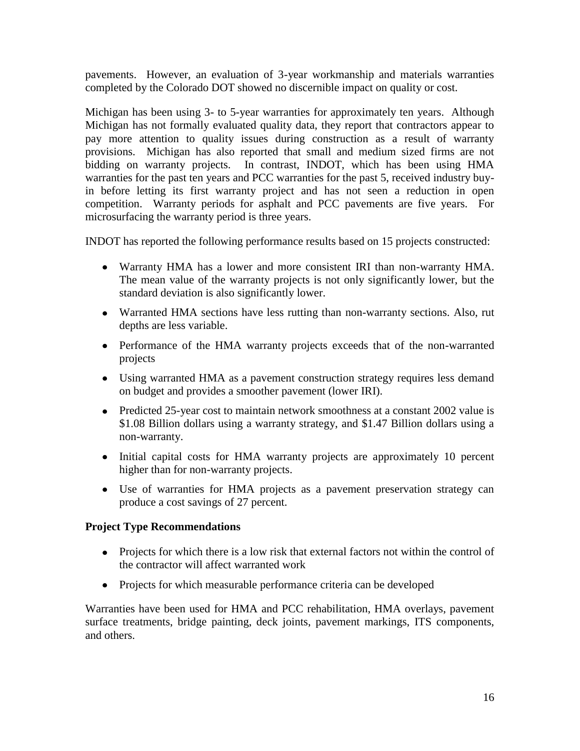pavements. However, an evaluation of 3-year workmanship and materials warranties completed by the Colorado DOT showed no discernible impact on quality or cost.

Michigan has been using 3- to 5-year warranties for approximately ten years. Although Michigan has not formally evaluated quality data, they report that contractors appear to pay more attention to quality issues during construction as a result of warranty provisions. Michigan has also reported that small and medium sized firms are not bidding on warranty projects. In contrast, INDOT, which has been using HMA warranties for the past ten years and PCC warranties for the past 5, received industry buy-in before letting its first warranty project and has not seen a reduction in open competition. Warranty periods for asphalt and PCC pavements are five years. For microsurfacing the warranty period is three years.

INDOT has reported the following performance results based on 15 projects constructed:

- Warranty HMA has a lower and more consistent IRI than non-warranty HMA. The mean value of the warranty projects is not only significantly lower, but the standard deviation is also significantly lower.
- Warranted HMA sections have less rutting than non-warranty sections. Also, rut depths are less variable.
- Performance of the HMA warranty projects exceeds that of the non-warranted projects
- Using warranted HMA as a pavement construction strategy requires less demand on budget and provides a smoother pavement (lower IRI).
- Predicted 25-year cost to maintain network smoothness at a constant 2002 value is \$1.08 Billion dollars using a warranty strategy, and \$1.47 Billion dollars using a non-warranty.
- Initial capital costs for HMA warranty projects are approximately 10 percent higher than for non-warranty projects.
- Use of warranties for HMA projects as a pavement preservation strategy can produce a cost savings of 27 percent.

**Project Type Recommendations**

- Projects for which there is a low risk that external factors not within the control of the contractor will affect warranted work
- Projects for which measurable performance criteria can be developed

Warranties have been used for HMA and PCC rehabilitation, HMA overlays, pavement surface treatments, bridge painting, deck joints, pavement markings, ITS components, and others.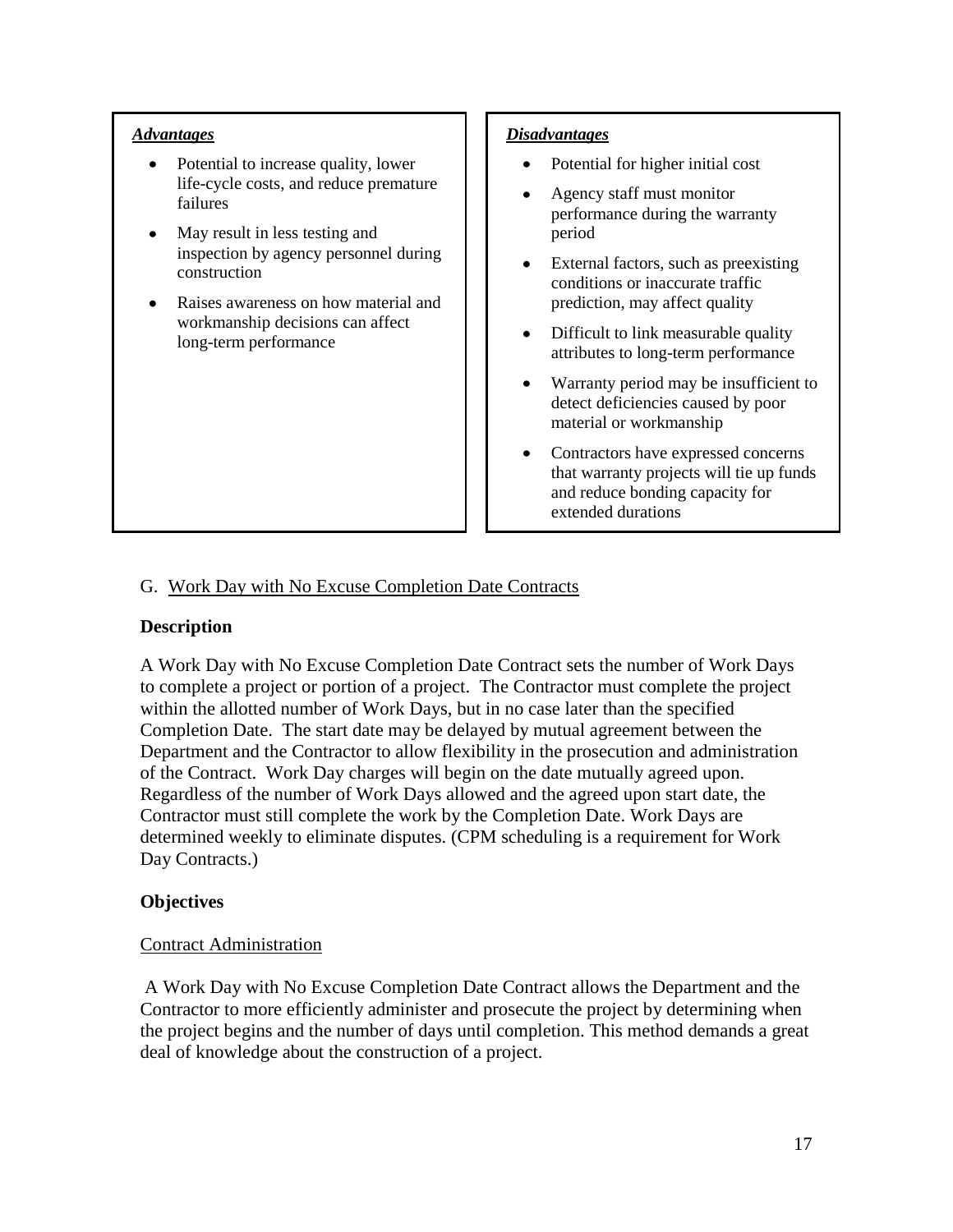***Advantages***

- Potential to increase quality, lower life-cycle costs, and reduce premature failures
- May result in less testing and inspection by agency personnel during construction
- Raises awareness on how material and workmanship decisions can affect long-term performance

***Disadvantages***

- Potential for higher initial cost
- Agency staff must monitor performance during the warranty period
- External factors, such as preexisting conditions or inaccurate traffic prediction, may affect quality
- Difficult to link measurable quality attributes to long-term performance
- Warranty period may be insufficient to detect deficiencies caused by poor material or workmanship
- Contractors have expressed concerns that warranty projects will tie up funds and reduce bonding capacity for extended durations

## G. Work Day with No Excuse Completion Date Contracts

### Description

A Work Day with No Excuse Completion Date Contract sets the number of Work Days to complete a project or portion of a project. The Contractor must complete the project within the allotted number of Work Days, but in no case later than the specified Completion Date. The start date may be delayed by mutual agreement between the Department and the Contractor to allow flexibility in the prosecution and administration of the Contract. Work Day charges will begin on the date mutually agreed upon. Regardless of the number of Work Days allowed and the agreed upon start date, the Contractor must still complete the work by the Completion Date. Work Days are determined weekly to eliminate disputes. (CPM scheduling is a requirement for Work Day Contracts.)

### Objectives

#### Contract Administration

A Work Day with No Excuse Completion Date Contract allows the Department and the Contractor to more efficiently administer and prosecute the project by determining when the project begins and the number of days until completion. This method demands a great deal of knowledge about the construction of a project.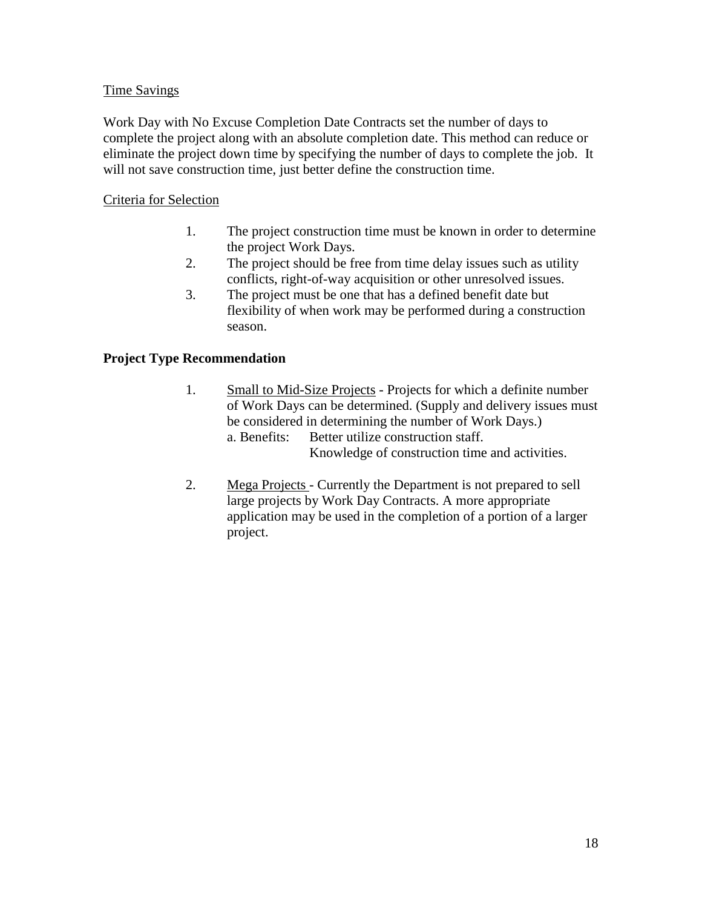Time Savings

Work Day with No Excuse Completion Date Contracts set the number of days to complete the project along with an absolute completion date. This method can reduce or eliminate the project down time by specifying the number of days to complete the job. It will not save construction time, just better define the construction time.

Criteria for Selection

1. The project construction time must be known in order to determine the project Work Days.
2. The project should be free from time delay issues such as utility conflicts, right-of-way acquisition or other unresolved issues.
3. The project must be one that has a defined benefit date but flexibility of when work may be performed during a construction season.

**Project Type Recommendation**

1. Small to Mid-Size Projects - Projects for which a definite number of Work Days can be determined. (Supply and delivery issues must be considered in determining the number of Work Days.)
   a. Benefits: Better utilize construction staff.
   Knowledge of construction time and activities.

2. Mega Projects - Currently the Department is not prepared to sell large projects by Work Day Contracts. A more appropriate application may be used in the completion of a portion of a larger project.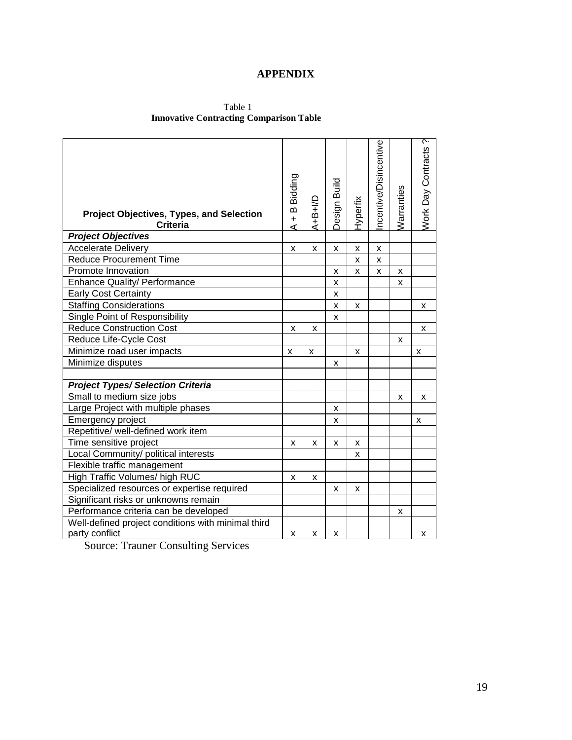# APPENDIX

Table 1
**Innovative Contracting Comparison Table**

| Project Objectives, Types, and Selection Criteria | A + B Bidding | A+B+I/D | Design Build | Hyperfix | Incentive/Disincentive | Warranties | Work Day Contracts ? |
|---|---|---|---|---|---|---|---|
| ***Project Objectives*** | | | | | | | |
| Accelerate Delivery | x | x | x | x | x | | |
| Reduce Procurement Time | | | | x | x | | |
| Promote Innovation | | | x | x | x | x | |
| Enhance Quality/ Performance | | | x | | | x | |
| Early Cost Certainty | | | x | | | | |
| Staffing Considerations | | | x | x | | | x |
| Single Point of Responsibility | | | x | | | | |
| Reduce Construction Cost | x | x | | | | | x |
| Reduce Life-Cycle Cost | | | | | | x | |
| Minimize road user impacts | x | x | | x | | | x |
| Minimize disputes | | | x | | | | |
| | | | | | | | |
| ***Project Types/ Selection Criteria*** | | | | | | | |
| Small to medium size jobs | | | | | | x | x |
| Large Project with multiple phases | | | x | | | | |
| Emergency project | | | x | | | | x |
| Repetitive/ well-defined work item | | | | | | | |
| Time sensitive project | x | x | x | x | | | |
| Local Community/ political interests | | | | x | | | |
| Flexible traffic management | | | | | | | |
| High Traffic Volumes/ high RUC | x | x | | | | | |
| Specialized resources or expertise required | | | x | x | | | |
| Significant risks or unknowns remain | | | | | | | |
| Performance criteria can be developed | | | | | | x | |
| Well-defined project conditions with minimal third party conflict | x | x | x | | | | x |

Source: Trauner Consulting Services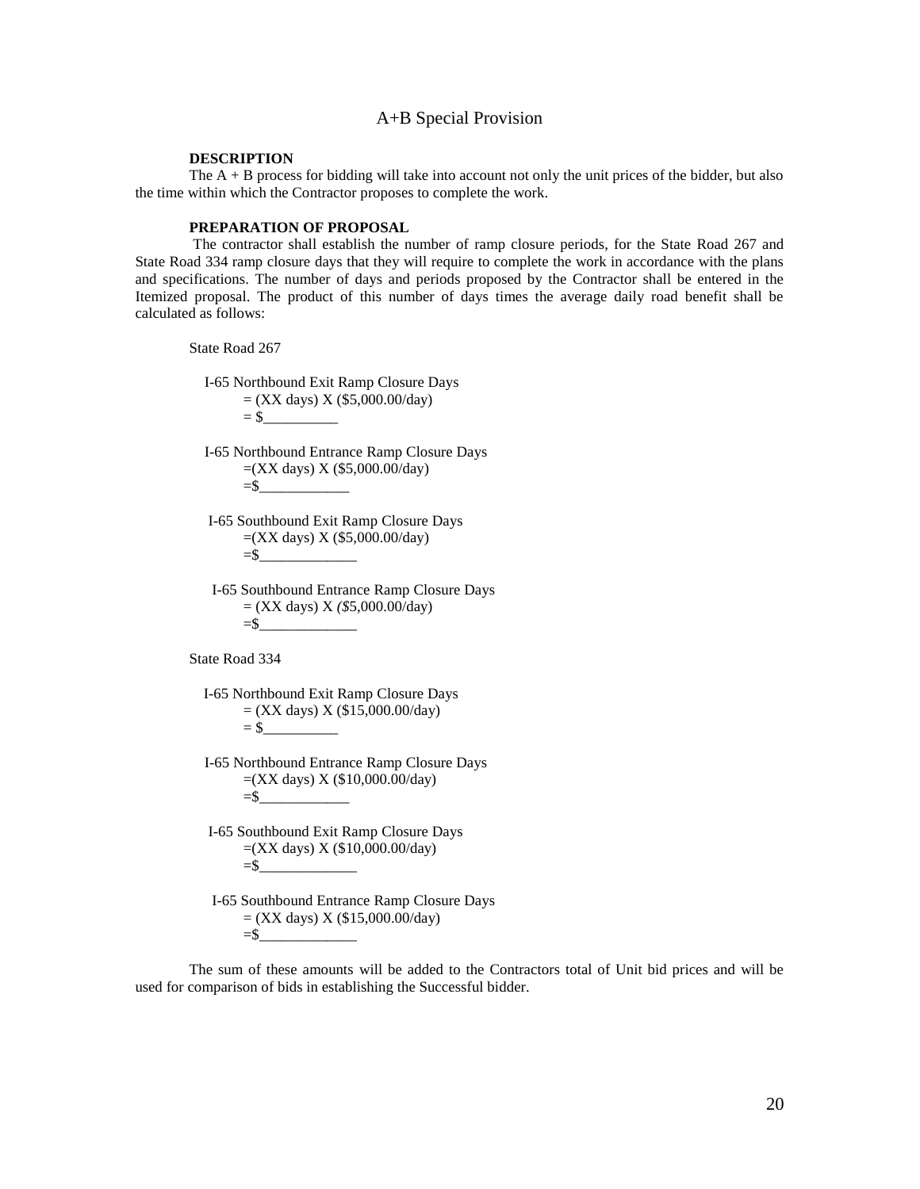# A+B Special Provision

**DESCRIPTION**

The A + B process for bidding will take into account not only the unit prices of the bidder, but also the time within which the Contractor proposes to complete the work.

**PREPARATION OF PROPOSAL**

The contractor shall establish the number of ramp closure periods, for the State Road 267 and State Road 334 ramp closure days that they will require to complete the work in accordance with the plans and specifications. The number of days and periods proposed by the Contractor shall be entered in the Itemized proposal. The product of this number of days times the average daily road benefit shall be calculated as follows:

State Road 267

I-65 Northbound Exit Ramp Closure Days
= (XX days) X ($5,000.00/day)
= $__________

I-65 Northbound Entrance Ramp Closure Days
=(XX days) X ($5,000.00/day)
=$____________

I-65 Southbound Exit Ramp Closure Days
=(XX days) X ($5,000.00/day)
=$_____________

I-65 Southbound Entrance Ramp Closure Days
= (XX days) X *($*5,000.00/day)
=$_____________

State Road 334

I-65 Northbound Exit Ramp Closure Days
= (XX days) X ($15,000.00/day)
= $__________

I-65 Northbound Entrance Ramp Closure Days
=(XX days) X ($10,000.00/day)
=$____________

I-65 Southbound Exit Ramp Closure Days
=(XX days) X ($10,000.00/day)
=$_____________

I-65 Southbound Entrance Ramp Closure Days
= (XX days) X ($15,000.00/day)
=$_____________

The sum of these amounts will be added to the Contractors total of Unit bid prices and will be used for comparison of bids in establishing the Successful bidder.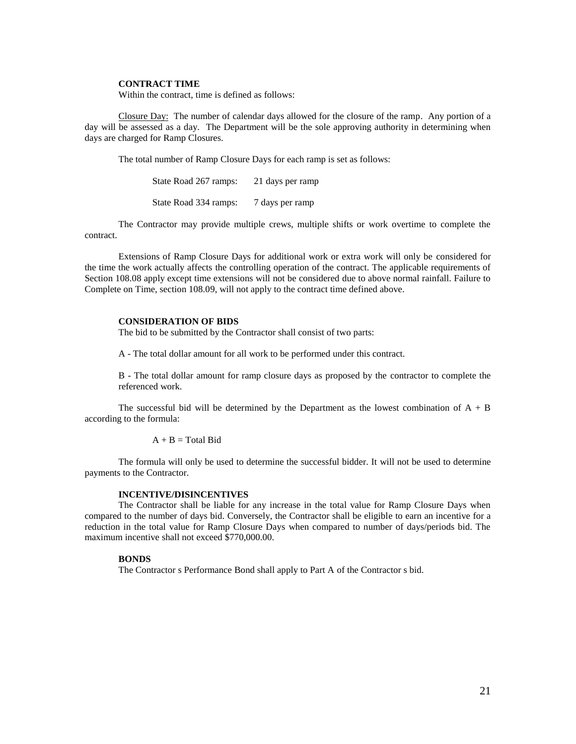**CONTRACT TIME**

Within the contract, time is defined as follows:

<u>Closure Day:</u> The number of calendar days allowed for the closure of the ramp. Any portion of a day will be assessed as a day. The Department will be the sole approving authority in determining when days are charged for Ramp Closures.

The total number of Ramp Closure Days for each ramp is set as follows:

| | |
|---|---|
| State Road 267 ramps: | 21 days per ramp |
| State Road 334 ramps: | 7 days per ramp |

The Contractor may provide multiple crews, multiple shifts or work overtime to complete the contract.

Extensions of Ramp Closure Days for additional work or extra work will only be considered for the time the work actually affects the controlling operation of the contract. The applicable requirements of Section 108.08 apply except time extensions will not be considered due to above normal rainfall. Failure to Complete on Time, section 108.09, will not apply to the contract time defined above.

**CONSIDERATION OF BIDS**

The bid to be submitted by the Contractor shall consist of two parts:

A - The total dollar amount for all work to be performed under this contract.

B - The total dollar amount for ramp closure days as proposed by the contractor to complete the referenced work.

The successful bid will be determined by the Department as the lowest combination of A + B according to the formula:

A + B = Total Bid

The formula will only be used to determine the successful bidder. It will not be used to determine payments to the Contractor.

**INCENTIVE/DISINCENTIVES**

The Contractor shall be liable for any increase in the total value for Ramp Closure Days when compared to the number of days bid. Conversely, the Contractor shall be eligible to earn an incentive for a reduction in the total value for Ramp Closure Days when compared to number of days/periods bid. The maximum incentive shall not exceed $770,000.00.

**BONDS**

The Contractor s Performance Bond shall apply to Part A of the Contractor s bid.